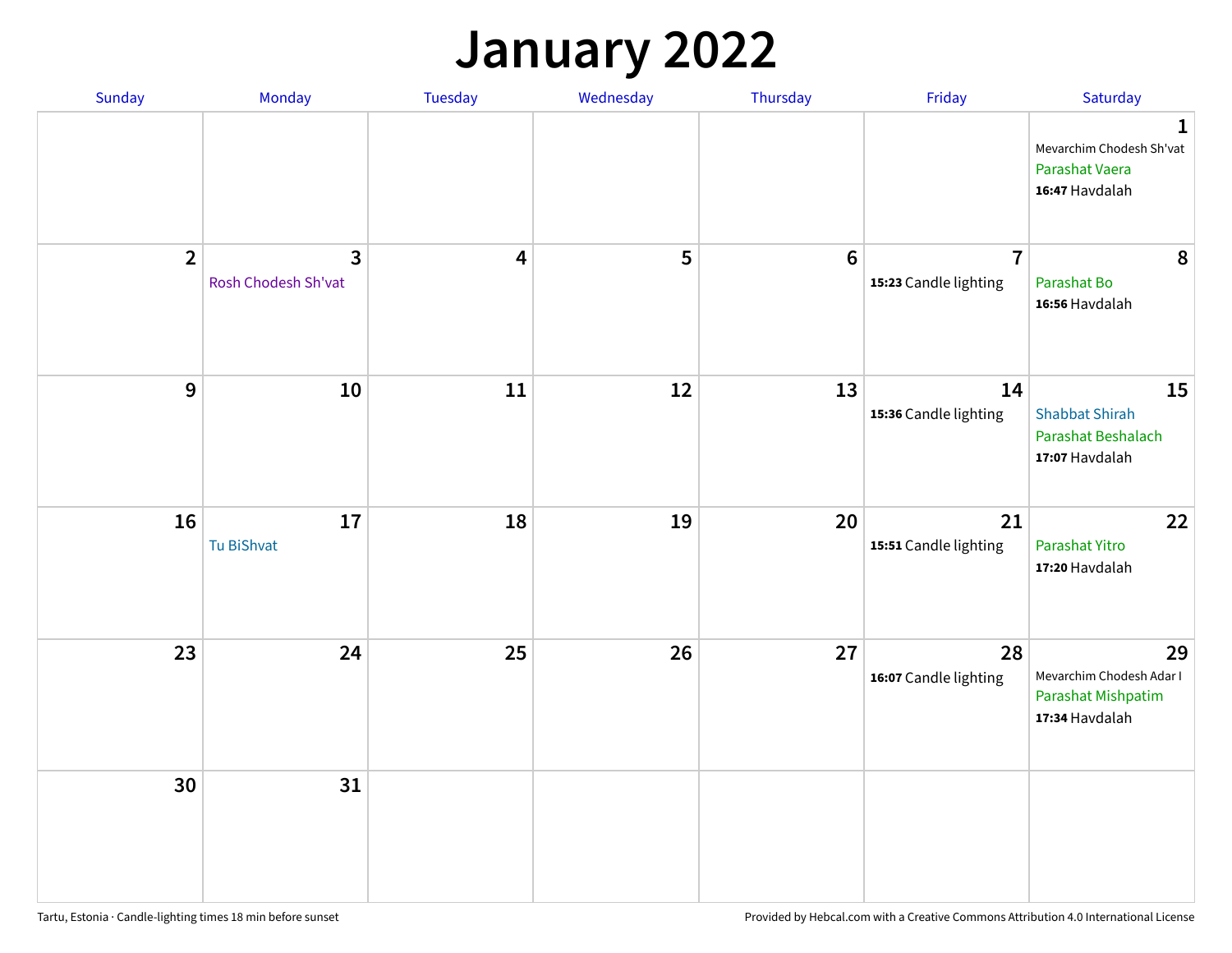# January 2022

| Sunday | Monday | Tuesday | Wednesday | Thursday | Friday | Saturday |
|---|---|---|---|---|---|---|
| | | | | | | **1** Mevarchim Chodesh Sh'vat Parashat Vaera **16:47** Havdalah |
| **2** | **3** Rosh Chodesh Sh'vat | **4** | **5** | **6** | **7** **15:23** Candle lighting | **8** Parashat Bo **16:56** Havdalah |
| **9** | **10** | **11** | **12** | **13** | **14** **15:36** Candle lighting | **15** Shabbat Shirah Parashat Beshalach **17:07** Havdalah |
| **16** | **17** Tu BiShvat | **18** | **19** | **20** | **21** **15:51** Candle lighting | **22** Parashat Yitro **17:20** Havdalah |
| **23** | **24** | **25** | **26** | **27** | **28** **16:07** Candle lighting | **29** Mevarchim Chodesh Adar I Parashat Mishpatim **17:34** Havdalah |
| **30** | **31** | | | | | |

Tartu, Estonia · Candle-lighting times 18 min before sunset

Provided by Hebcal.com with a Creative Commons Attribution 4.0 International License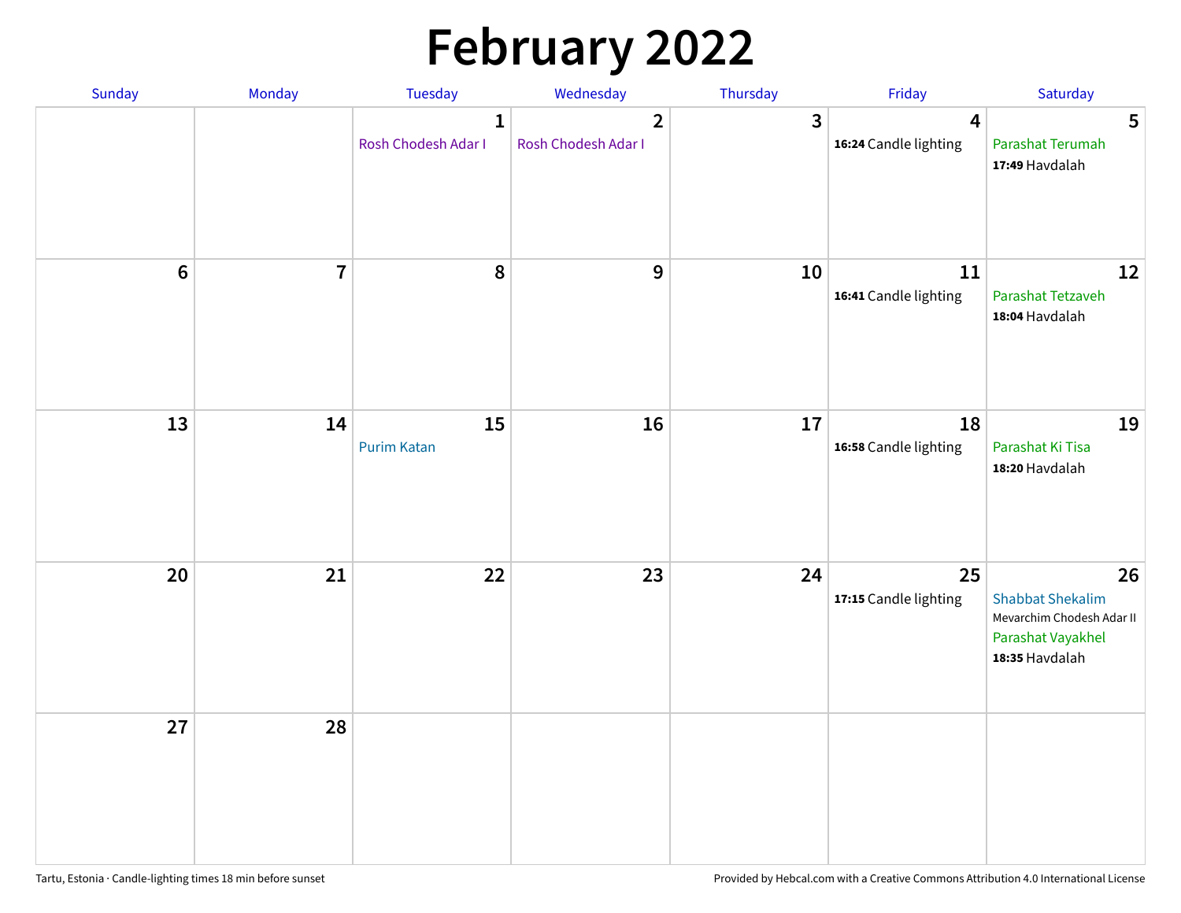# February 2022

| Sunday | Monday | Tuesday | Wednesday | Thursday | Friday | Saturday |
|---|---|---|---|---|---|---|
| | | 1 Rosh Chodesh Adar I | 2 Rosh Chodesh Adar I | 3 | 4 **16:24** Candle lighting | 5 Parashat Terumah **17:49** Havdalah |
| 6 | 7 | 8 | 9 | 10 | 11 **16:41** Candle lighting | 12 Parashat Tetzaveh **18:04** Havdalah |
| 13 | 14 | 15 Purim Katan | 16 | 17 | 18 **16:58** Candle lighting | 19 Parashat Ki Tisa **18:20** Havdalah |
| 20 | 21 | 22 | 23 | 24 | 25 **17:15** Candle lighting | 26 Shabbat Shekalim Mevarchim Chodesh Adar II Parashat Vayakhel **18:35** Havdalah |
| 27 | 28 | | | | | |

Tartu, Estonia · Candle-lighting times 18 min before sunset

Provided by Hebcal.com with a Creative Commons Attribution 4.0 International License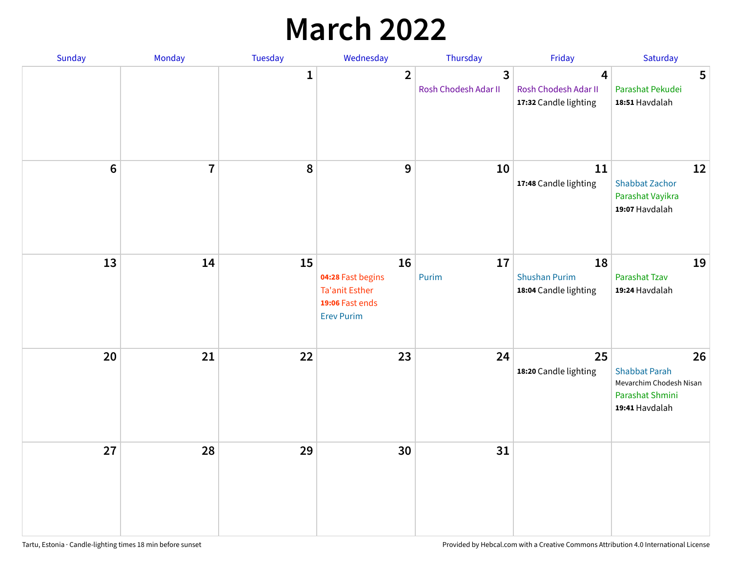# March 2022

| Sunday | Monday | Tuesday | Wednesday | Thursday | Friday | Saturday |
|---|---|---|---|---|---|---|
| | | 1 | 2 | 3<br>Rosh Chodesh Adar II | 4<br>Rosh Chodesh Adar II<br>**17:32** Candle lighting | 5<br>Parashat Pekudei<br>**18:51** Havdalah |
| 6 | 7 | 8 | 9 | 10 | 11<br>**17:48** Candle lighting | 12<br>Shabbat Zachor<br>Parashat Vayikra<br>**19:07** Havdalah |
| 13 | 14 | 15 | 16<br>**04:28** Fast begins<br>Ta'anit Esther<br>**19:06** Fast ends<br>Erev Purim | 17<br>Purim | 18<br>Shushan Purim<br>**18:04** Candle lighting | 19<br>Parashat Tzav<br>**19:24** Havdalah |
| 20 | 21 | 22 | 23 | 24 | 25<br>**18:20** Candle lighting | 26<br>Shabbat Parah<br>Mevarchim Chodesh Nisan<br>Parashat Shmini<br>**19:41** Havdalah |
| 27 | 28 | 29 | 30 | 31 | | |

Tartu, Estonia · Candle-lighting times 18 min before sunset

Provided by Hebcal.com with a Creative Commons Attribution 4.0 International License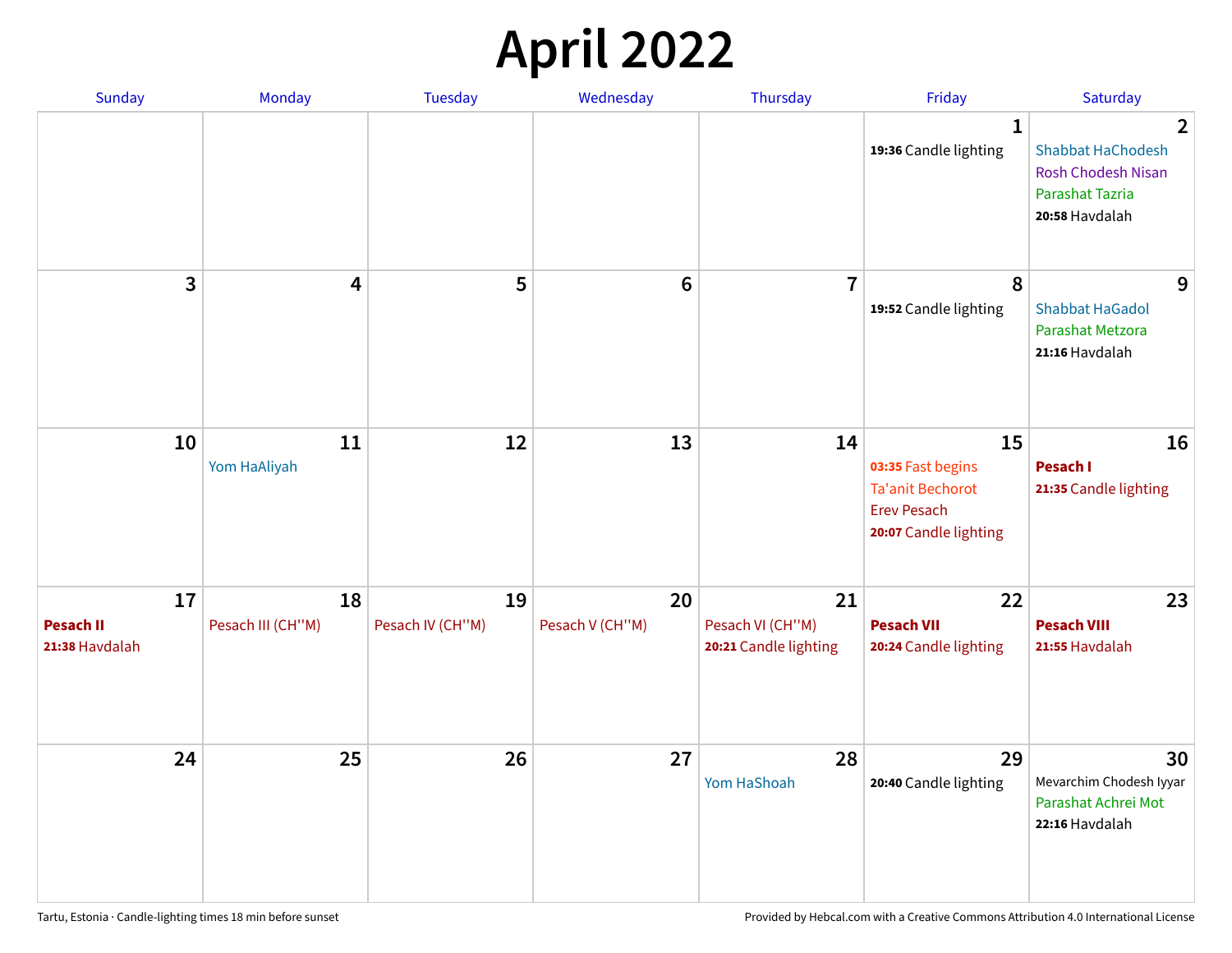# April 2022

| Sunday | Monday | Tuesday | Wednesday | Thursday | Friday | Saturday |
|---|---|---|---|---|---|---|
| | | | | | **1**<br>**19:36** Candle lighting | **2**<br>Shabbat HaChodesh<br>Rosh Chodesh Nisan<br>Parashat Tazria<br>**20:58** Havdalah |
| **3** | **4** | **5** | **6** | **7** | **8**<br>**19:52** Candle lighting | **9**<br>Shabbat HaGadol<br>Parashat Metzora<br>**21:16** Havdalah |
| **10** | **11**<br>Yom HaAliyah | **12** | **13** | **14** | **15**<br>**03:35** Fast begins<br>Ta'anit Bechorot<br>Erev Pesach<br>**20:07** Candle lighting | **16**<br>**Pesach I**<br>**21:35** Candle lighting |
| **17**<br>**Pesach II**<br>**21:38** Havdalah | **18**<br>Pesach III (CH''M) | **19**<br>Pesach IV (CH''M) | **20**<br>Pesach V (CH''M) | **21**<br>Pesach VI (CH''M)<br>**20:21** Candle lighting | **22**<br>**Pesach VII**<br>**20:24** Candle lighting | **23**<br>**Pesach VIII**<br>**21:55** Havdalah |
| **24** | **25** | **26** | **27** | **28**<br>Yom HaShoah | **29**<br>**20:40** Candle lighting | **30**<br>Mevarchim Chodesh Iyyar<br>Parashat Achrei Mot<br>**22:16** Havdalah |

Tartu, Estonia · Candle-lighting times 18 min before sunset

Provided by Hebcal.com with a Creative Commons Attribution 4.0 International License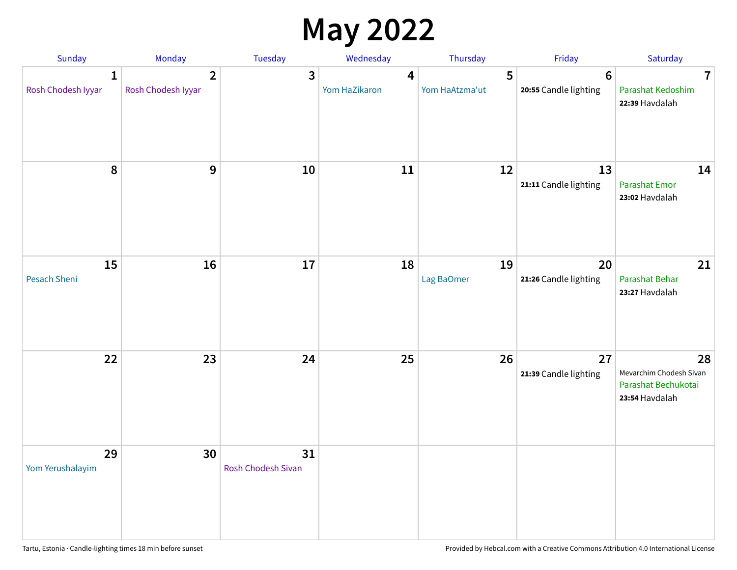# May 2022

| Sunday | Monday | Tuesday | Wednesday | Thursday | Friday | Saturday |
|---|---|---|---|---|---|---|
| **1** Rosh Chodesh Iyyar | **2** Rosh Chodesh Iyyar | **3** | **4** Yom HaZikaron | **5** Yom HaAtzma'ut | **6** **20:55** Candle lighting | **7** Parashat Kedoshim **22:39** Havdalah |
| **8** | **9** | **10** | **11** | **12** | **13** **21:11** Candle lighting | **14** Parashat Emor **23:02** Havdalah |
| **15** Pesach Sheni | **16** | **17** | **18** | **19** Lag BaOmer | **20** **21:26** Candle lighting | **21** Parashat Behar **23:27** Havdalah |
| **22** | **23** | **24** | **25** | **26** | **27** **21:39** Candle lighting | **28** Mevarchim Chodesh Sivan Parashat Bechukotai **23:54** Havdalah |
| **29** Yom Yerushalayim | **30** | **31** Rosh Chodesh Sivan | | | | |

Tartu, Estonia · Candle-lighting times 18 min before sunset

Provided by Hebcal.com with a Creative Commons Attribution 4.0 International License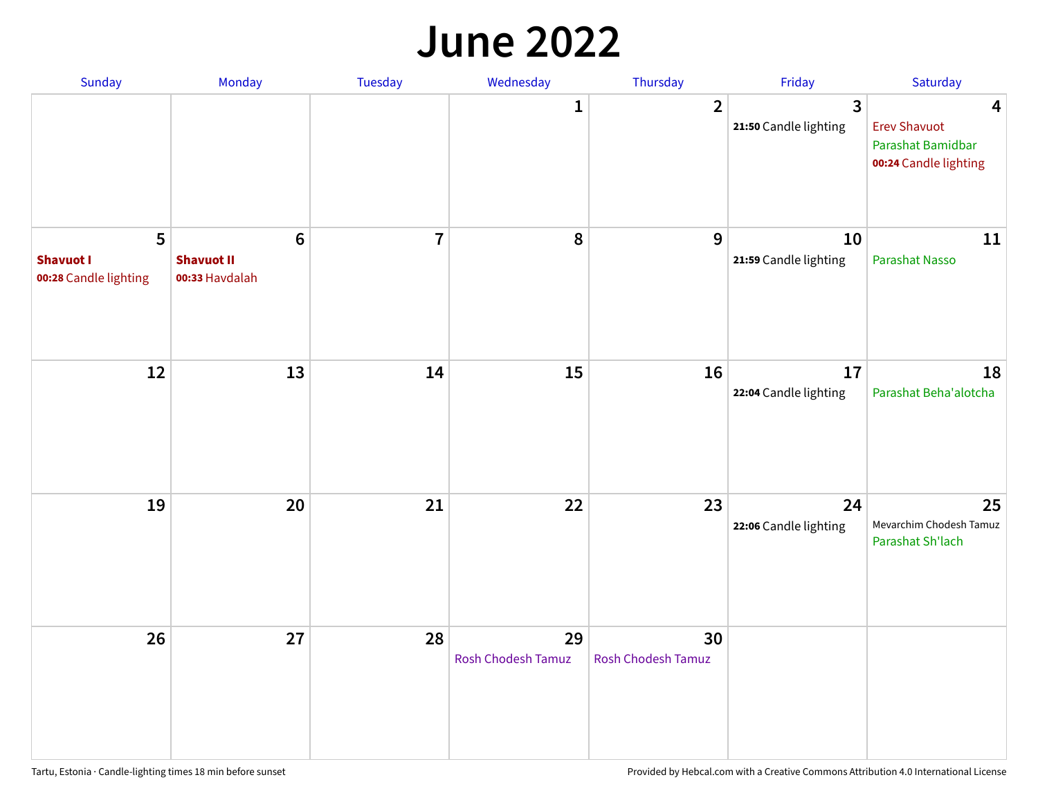# June 2022

| Sunday | Monday | Tuesday | Wednesday | Thursday | Friday | Saturday |
|---|---|---|---|---|---|---|
| | | | 1 | 2 | 3<br>**21:50** Candle lighting | 4<br>Erev Shavuot<br>Parashat Bamidbar<br>**00:24** Candle lighting |
| 5<br>**Shavuot I**<br>**00:28** Candle lighting | 6<br>**Shavuot II**<br>**00:33** Havdalah | 7 | 8 | 9 | 10<br>**21:59** Candle lighting | 11<br>Parashat Nasso |
| 12 | 13 | 14 | 15 | 16 | 17<br>**22:04** Candle lighting | 18<br>Parashat Beha'alotcha |
| 19 | 20 | 21 | 22 | 23 | 24<br>**22:06** Candle lighting | 25<br>Mevarchim Chodesh Tamuz<br>Parashat Sh'lach |
| 26 | 27 | 28 | 29<br>Rosh Chodesh Tamuz | 30<br>Rosh Chodesh Tamuz | | |

Tartu, Estonia · Candle-lighting times 18 min before sunset

Provided by Hebcal.com with a Creative Commons Attribution 4.0 International License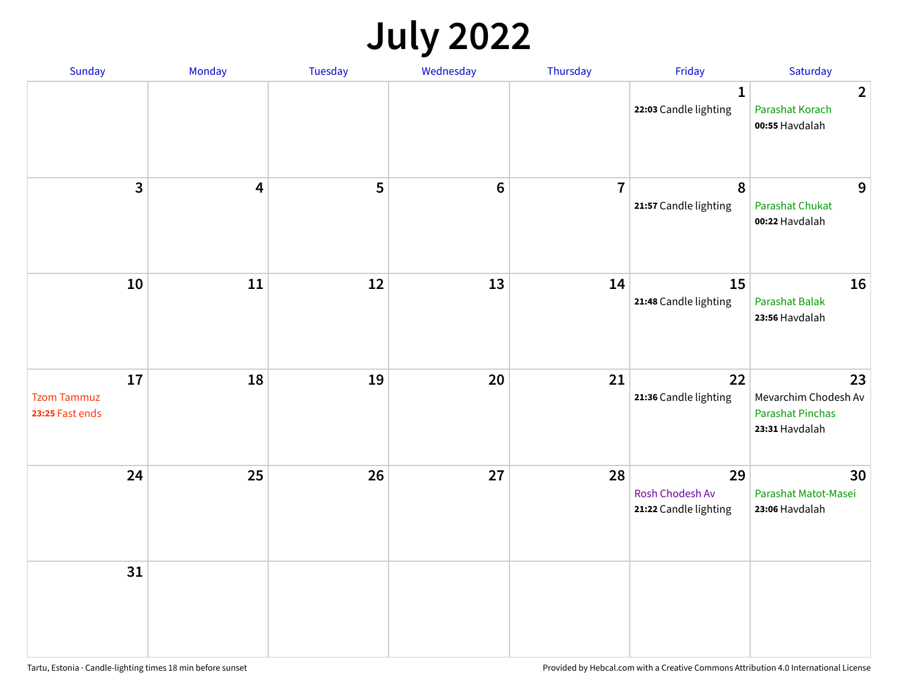# July 2022

| Sunday | Monday | Tuesday | Wednesday | Thursday | Friday | Saturday |
|---|---|---|---|---|---|---|
| | | | | | **1** <br> **22:03** Candle lighting | **2** <br> Parashat Korach <br> **00:55** Havdalah |
| **3** | **4** | **5** | **6** | **7** | **8** <br> **21:57** Candle lighting | **9** <br> Parashat Chukat <br> **00:22** Havdalah |
| **10** | **11** | **12** | **13** | **14** | **15** <br> **21:48** Candle lighting | **16** <br> Parashat Balak <br> **23:56** Havdalah |
| **17** <br> Tzom Tammuz <br> **23:25** Fast ends | **18** | **19** | **20** | **21** | **22** <br> **21:36** Candle lighting | **23** <br> Mevarchim Chodesh Av <br> Parashat Pinchas <br> **23:31** Havdalah |
| **24** | **25** | **26** | **27** | **28** | **29** <br> Rosh Chodesh Av <br> **21:22** Candle lighting | **30** <br> Parashat Matot-Masei <br> **23:06** Havdalah |
| **31** | | | | | | |

Tartu, Estonia · Candle-lighting times 18 min before sunset

Provided by Hebcal.com with a Creative Commons Attribution 4.0 International License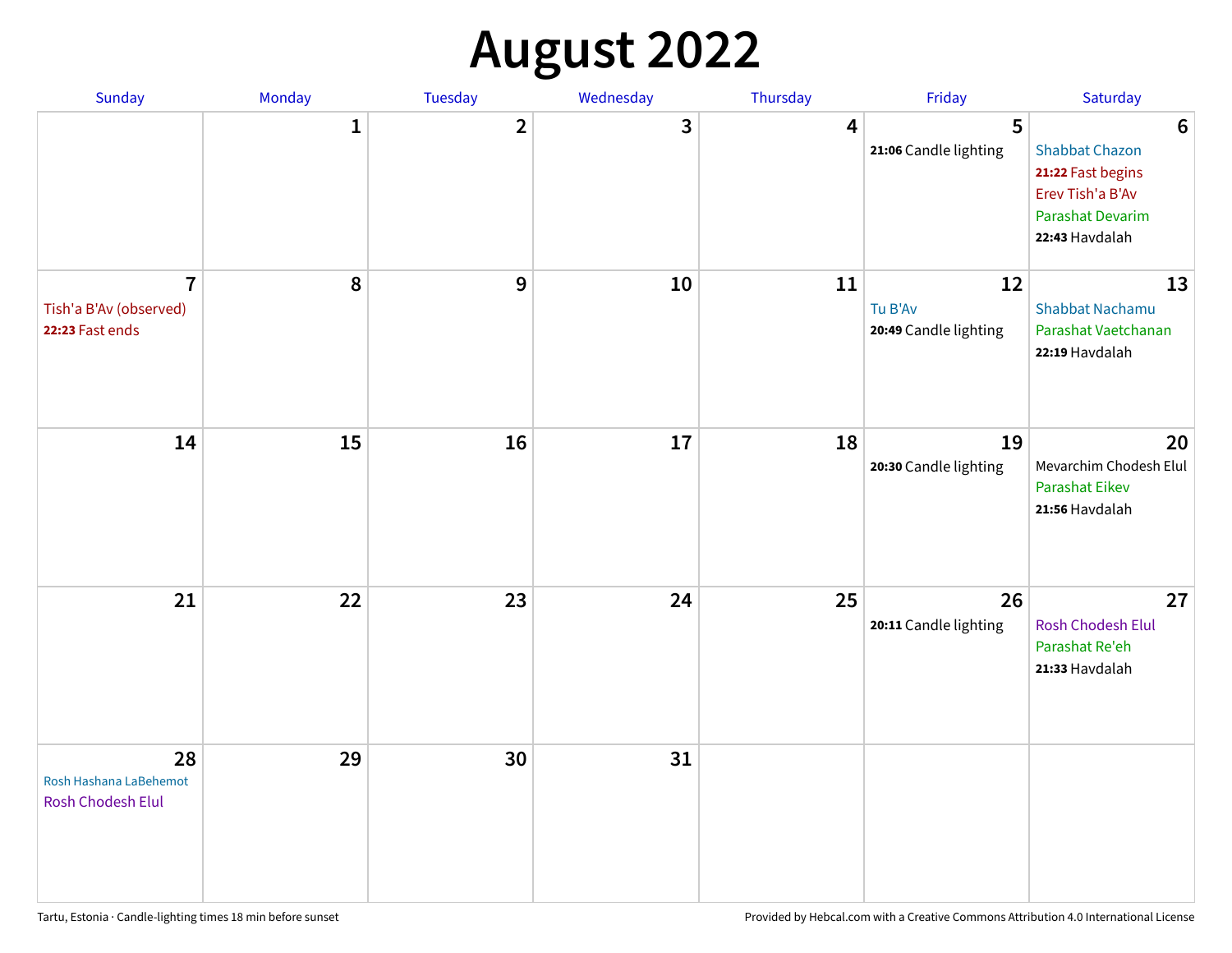# August 2022

| Sunday | Monday | Tuesday | Wednesday | Thursday | Friday | Saturday |
|---|---|---|---|---|---|---|
| | 1 | 2 | 3 | 4 | 5<br>**21:06** Candle lighting | 6<br>Shabbat Chazon<br>**21:22** Fast begins<br>Erev Tish'a B'Av<br>Parashat Devarim<br>**22:43** Havdalah |
| 7<br>Tish'a B'Av (observed)<br>**22:23** Fast ends | 8 | 9 | 10 | 11 | 12<br>Tu B'Av<br>**20:49** Candle lighting | 13<br>Shabbat Nachamu<br>Parashat Vaetchanan<br>**22:19** Havdalah |
| 14 | 15 | 16 | 17 | 18 | 19<br>**20:30** Candle lighting | 20<br>Mevarchim Chodesh Elul<br>Parashat Eikev<br>**21:56** Havdalah |
| 21 | 22 | 23 | 24 | 25 | 26<br>**20:11** Candle lighting | 27<br>Rosh Chodesh Elul<br>Parashat Re'eh<br>**21:33** Havdalah |
| 28<br>Rosh Hashana LaBehemot<br>Rosh Chodesh Elul | 29 | 30 | 31 | | | |

Tartu, Estonia · Candle-lighting times 18 min before sunset

Provided by Hebcal.com with a Creative Commons Attribution 4.0 International License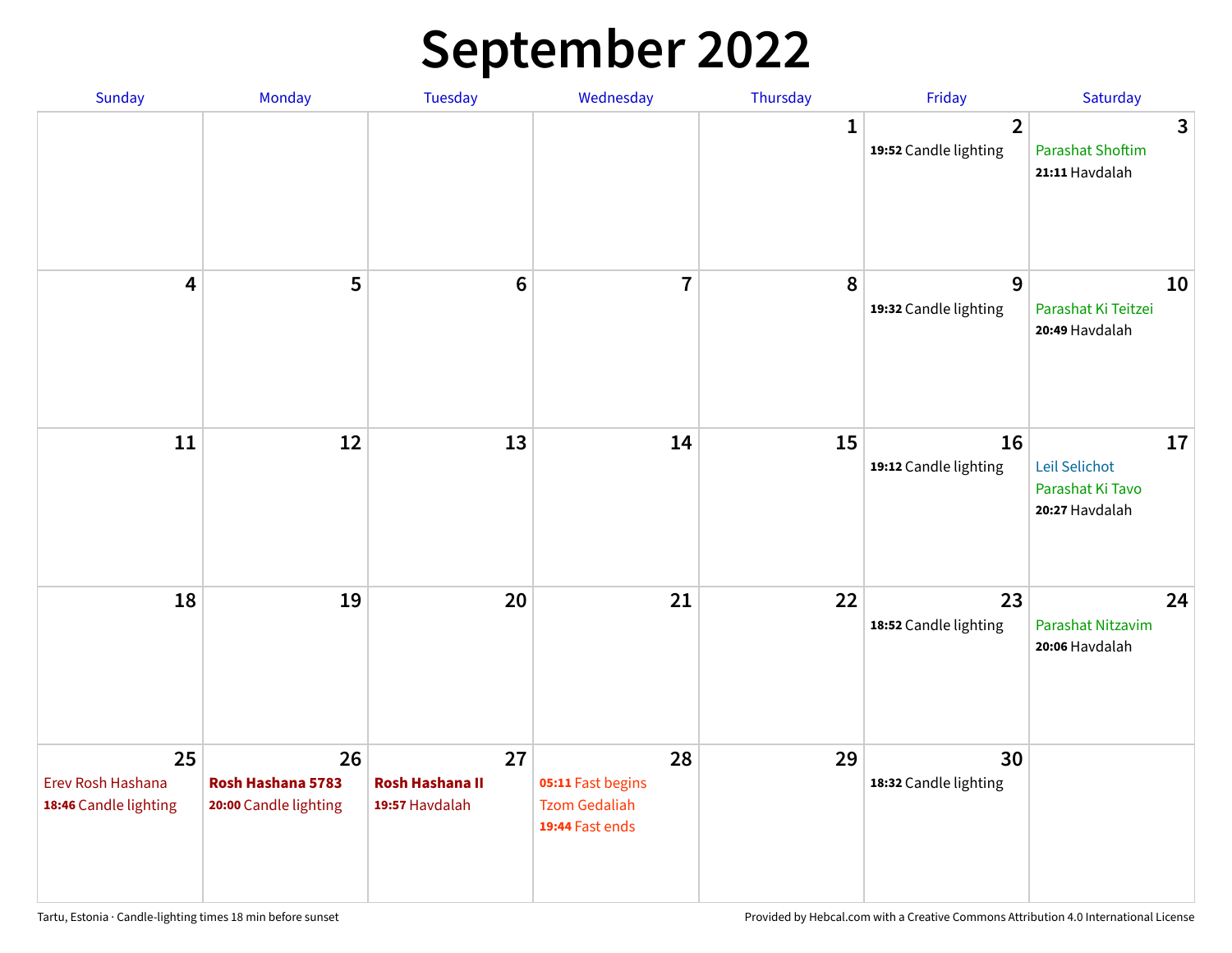# September 2022

| Sunday | Monday | Tuesday | Wednesday | Thursday | Friday | Saturday |
|---|---|---|---|---|---|---|
| | | | | 1 | 2<br>**19:52** Candle lighting | 3<br>Parashat Shoftim<br>**21:11** Havdalah |
| 4 | 5 | 6 | 7 | 8 | 9<br>**19:32** Candle lighting | 10<br>Parashat Ki Teitzei<br>**20:49** Havdalah |
| 11 | 12 | 13 | 14 | 15 | 16<br>**19:12** Candle lighting | 17<br>Leil Selichot<br>Parashat Ki Tavo<br>**20:27** Havdalah |
| 18 | 19 | 20 | 21 | 22 | 23<br>**18:52** Candle lighting | 24<br>Parashat Nitzavim<br>**20:06** Havdalah |
| 25<br>Erev Rosh Hashana<br>**18:46** Candle lighting | 26<br>**Rosh Hashana 5783**<br>**20:00** Candle lighting | 27<br>**Rosh Hashana II**<br>**19:57** Havdalah | 28<br>**05:11** Fast begins<br>Tzom Gedaliah<br>**19:44** Fast ends | 29 | 30<br>**18:32** Candle lighting | |

Tartu, Estonia · Candle-lighting times 18 min before sunset

Provided by Hebcal.com with a Creative Commons Attribution 4.0 International License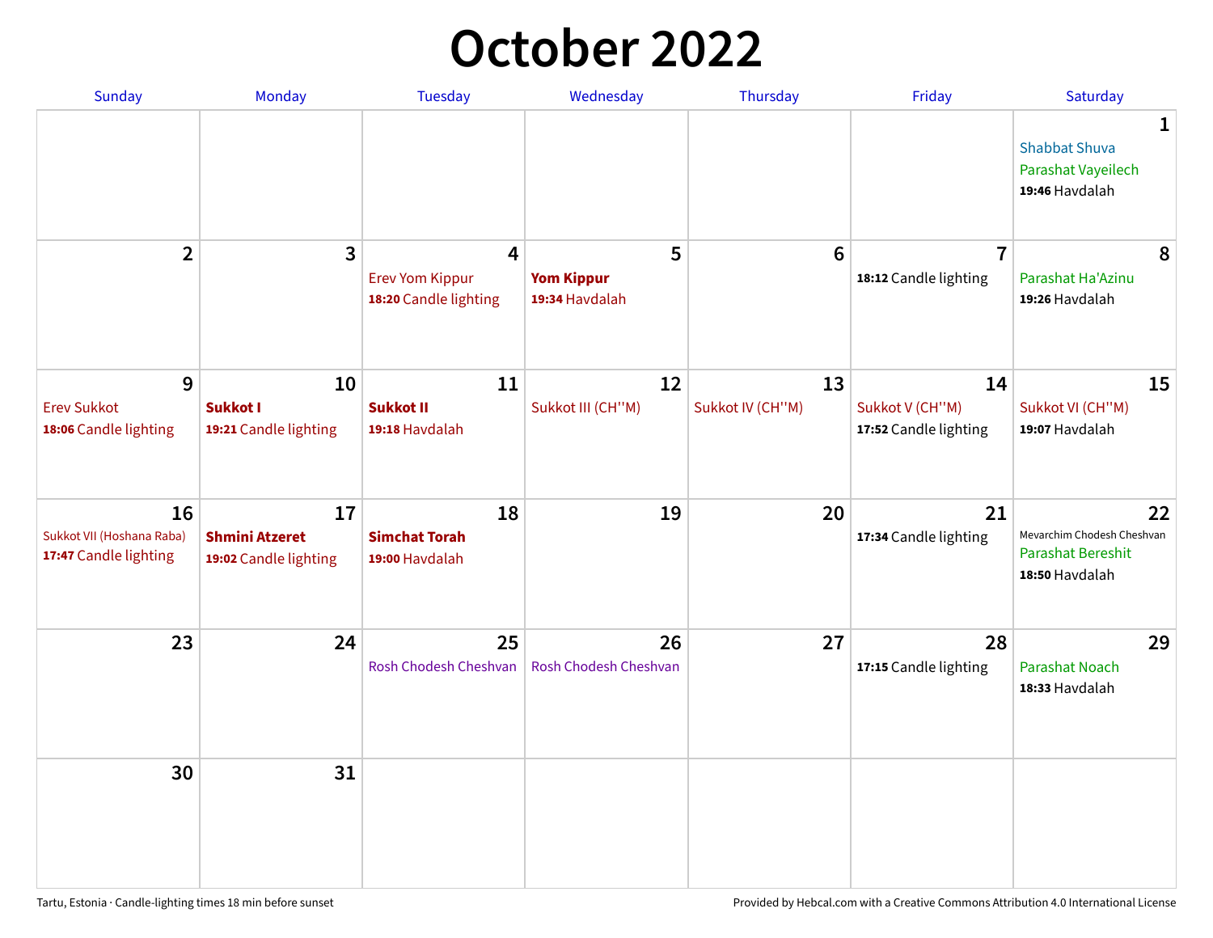# October 2022

| Sunday | Monday | Tuesday | Wednesday | Thursday | Friday | Saturday |
|---|---|---|---|---|---|---|
| | | | | | | **1**<br>Shabbat Shuva<br>Parashat Vayeilech<br>**19:46** Havdalah |
| **2** | **3** | **4**<br>Erev Yom Kippur<br>**18:20** Candle lighting | **5**<br>**Yom Kippur**<br>**19:34** Havdalah | **6** | **7**<br>**18:12** Candle lighting | **8**<br>Parashat Ha'Azinu<br>**19:26** Havdalah |
| **9**<br>Erev Sukkot<br>**18:06** Candle lighting | **10**<br>**Sukkot I**<br>**19:21** Candle lighting | **11**<br>**Sukkot II**<br>**19:18** Havdalah | **12**<br>Sukkot III (CH''M) | **13**<br>Sukkot IV (CH''M) | **14**<br>Sukkot V (CH''M)<br>**17:52** Candle lighting | **15**<br>Sukkot VI (CH''M)<br>**19:07** Havdalah |
| **16**<br>Sukkot VII (Hoshana Raba)<br>**17:47** Candle lighting | **17**<br>**Shmini Atzeret**<br>**19:02** Candle lighting | **18**<br>**Simchat Torah**<br>**19:00** Havdalah | **19** | **20** | **21**<br>**17:34** Candle lighting | **22**<br>Mevarchim Chodesh Cheshvan<br>Parashat Bereshit<br>**18:50** Havdalah |
| **23** | **24** | **25**<br>Rosh Chodesh Cheshvan | **26**<br>Rosh Chodesh Cheshvan | **27** | **28**<br>**17:15** Candle lighting | **29**<br>Parashat Noach<br>**18:33** Havdalah |
| **30** | **31** | | | | | |

Tartu, Estonia · Candle-lighting times 18 min before sunset

Provided by Hebcal.com with a Creative Commons Attribution 4.0 International License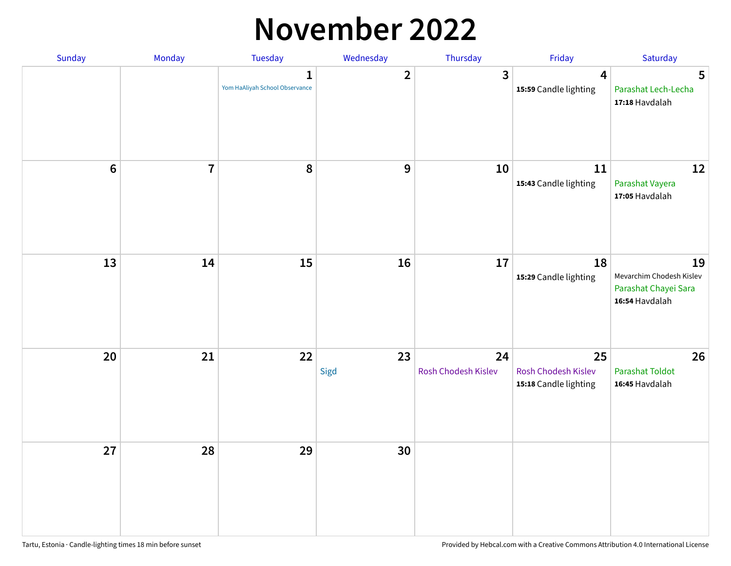# November 2022

| Sunday | Monday | Tuesday | Wednesday | Thursday | Friday | Saturday |
|---|---|---|---|---|---|---|
| | | 1<br>Yom HaAliyah School Observance | 2 | 3 | 4<br>**15:59** Candle lighting | 5<br>Parashat Lech-Lecha<br>**17:18** Havdalah |
| 6 | 7 | 8 | 9 | 10 | 11<br>**15:43** Candle lighting | 12<br>Parashat Vayera<br>**17:05** Havdalah |
| 13 | 14 | 15 | 16 | 17 | 18<br>**15:29** Candle lighting | 19<br>Mevarchim Chodesh Kislev<br>Parashat Chayei Sara<br>**16:54** Havdalah |
| 20 | 21 | 22 | 23<br>Sigd | 24<br>Rosh Chodesh Kislev | 25<br>Rosh Chodesh Kislev<br>**15:18** Candle lighting | 26<br>Parashat Toldot<br>**16:45** Havdalah |
| 27 | 28 | 29 | 30 | | | |

Tartu, Estonia · Candle-lighting times 18 min before sunset

Provided by Hebcal.com with a Creative Commons Attribution 4.0 International License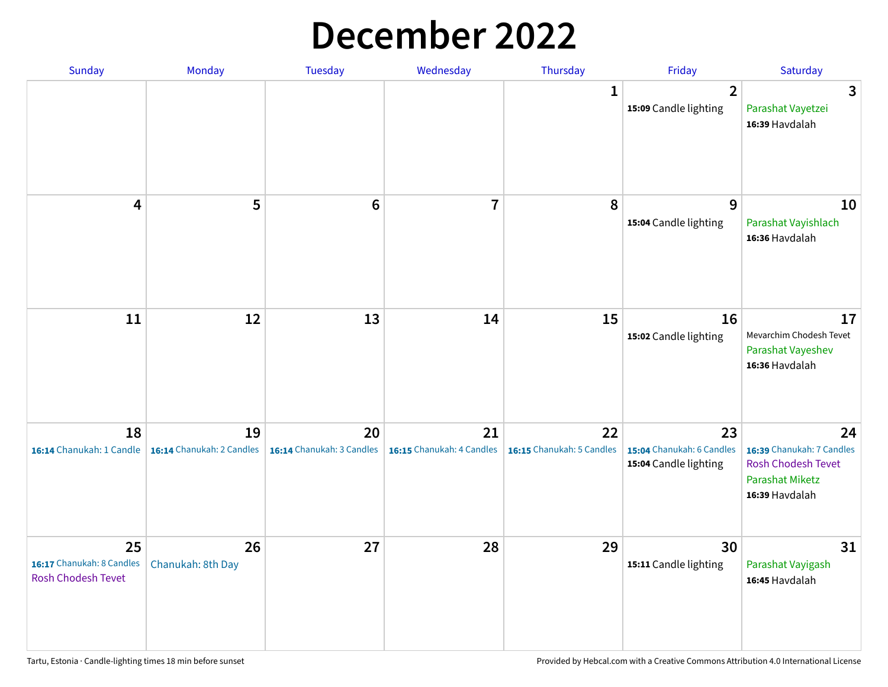# December 2022

| Sunday | Monday | Tuesday | Wednesday | Thursday | Friday | Saturday |
|---|---|---|---|---|---|---|
| | | | | 1 | 2<br>**15:09** Candle lighting | 3<br>Parashat Vayetzei<br>**16:39** Havdalah |
| 4 | 5 | 6 | 7 | 8 | 9<br>**15:04** Candle lighting | 10<br>Parashat Vayishlach<br>**16:36** Havdalah |
| 11 | 12 | 13 | 14 | 15 | 16<br>**15:02** Candle lighting | 17<br>Mevarchim Chodesh Tevet<br>Parashat Vayeshev<br>**16:36** Havdalah |
| 18<br>**16:14** Chanukah: 1 Candle | 19<br>**16:14** Chanukah: 2 Candles | 20<br>**16:14** Chanukah: 3 Candles | 21<br>**16:15** Chanukah: 4 Candles | 22<br>**16:15** Chanukah: 5 Candles | 23<br>**15:04** Chanukah: 6 Candles<br>**15:04** Candle lighting | 24<br>**16:39** Chanukah: 7 Candles<br>Rosh Chodesh Tevet<br>Parashat Miketz<br>**16:39** Havdalah |
| 25<br>**16:17** Chanukah: 8 Candles<br>Rosh Chodesh Tevet | 26<br>Chanukah: 8th Day | 27 | 28 | 29 | 30<br>**15:11** Candle lighting | 31<br>Parashat Vayigash<br>**16:45** Havdalah |

Tartu, Estonia · Candle-lighting times 18 min before sunset

Provided by Hebcal.com with a Creative Commons Attribution 4.0 International License